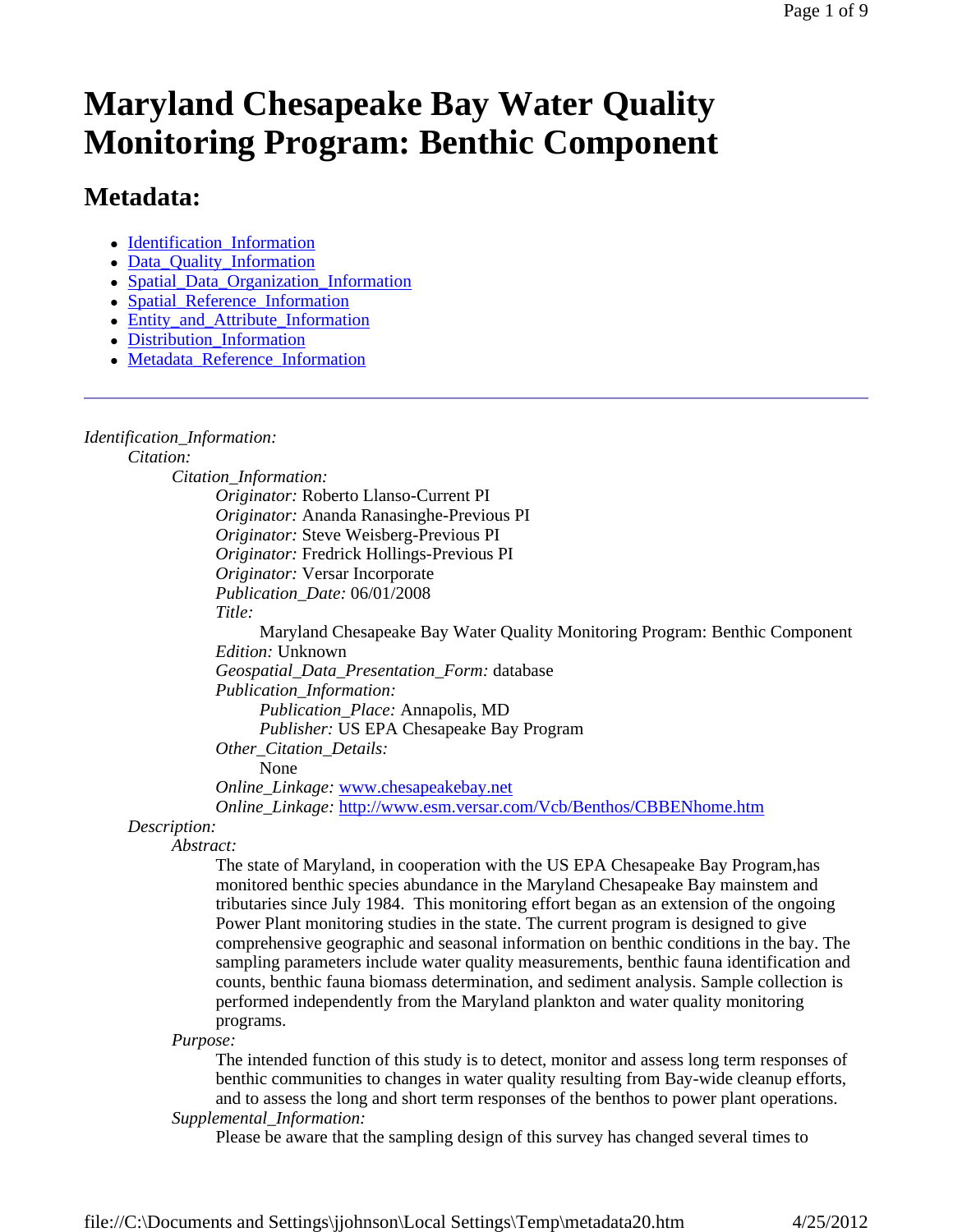# Maryland Chesapeake Bay Water Quality Monitoring Program: Benthic Component

## Metadata:

- Identification_Information
- Data_Quality_Information
- Spatial_Data_Organization_Information
- Spatial_Reference_Information
- Entity_and_Attribute_Information
- Distribution_Information
- Metadata_Reference_Information

---

*Identification_Information:*
- *Citation:*
  - *Citation_Information:*
    - *Originator:* Roberto Llanso-Current PI
    - *Originator:* Ananda Ranasinghe-Previous PI
    - *Originator:* Steve Weisberg-Previous PI
    - *Originator:* Fredrick Hollings-Previous PI
    - *Originator:* Versar Incorporate
    - *Publication_Date:* 06/01/2008
    - *Title:*
      - Maryland Chesapeake Bay Water Quality Monitoring Program: Benthic Component
    - *Edition:* Unknown
    - *Geospatial_Data_Presentation_Form:* database
    - *Publication_Information:*
      - *Publication_Place:* Annapolis, MD
      - *Publisher:* US EPA Chesapeake Bay Program
    - *Other_Citation_Details:*
      - None
    - *Online_Linkage:* www.chesapeakebay.net
    - *Online_Linkage:* http://www.esm.versar.com/Vcb/Benthos/CBBENhome.htm
- *Description:*
  - *Abstract:*
    - The state of Maryland, in cooperation with the US EPA Chesapeake Bay Program,has monitored benthic species abundance in the Maryland Chesapeake Bay mainstem and tributaries since July 1984. This monitoring effort began as an extension of the ongoing Power Plant monitoring studies in the state. The current program is designed to give comprehensive geographic and seasonal information on benthic conditions in the bay. The sampling parameters include water quality measurements, benthic fauna identification and counts, benthic fauna biomass determination, and sediment analysis. Sample collection is performed independently from the Maryland plankton and water quality monitoring programs.
  - *Purpose:*
    - The intended function of this study is to detect, monitor and assess long term responses of benthic communities to changes in water quality resulting from Bay-wide cleanup efforts, and to assess the long and short term responses of the benthos to power plant operations.
  - *Supplemental_Information:*
    - Please be aware that the sampling design of this survey has changed several times to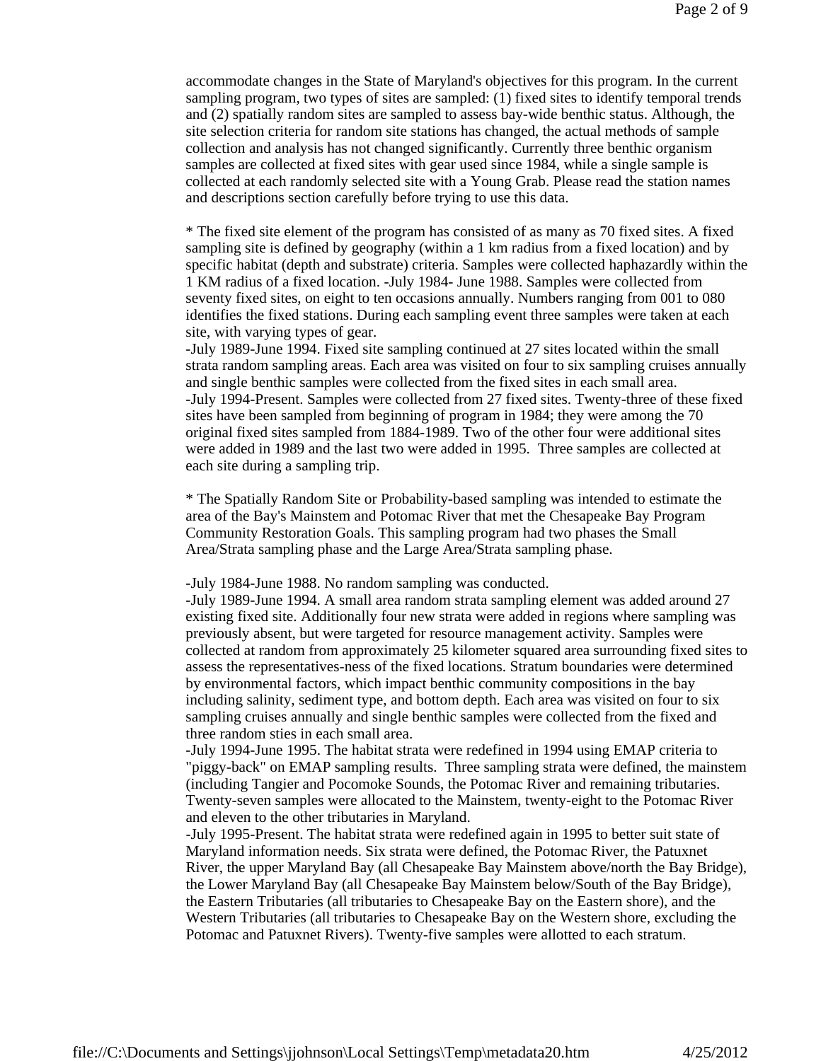accommodate changes in the State of Maryland's objectives for this program. In the current sampling program, two types of sites are sampled: (1) fixed sites to identify temporal trends and (2) spatially random sites are sampled to assess bay-wide benthic status. Although, the site selection criteria for random site stations has changed, the actual methods of sample collection and analysis has not changed significantly. Currently three benthic organism samples are collected at fixed sites with gear used since 1984, while a single sample is collected at each randomly selected site with a Young Grab. Please read the station names and descriptions section carefully before trying to use this data.

* The fixed site element of the program has consisted of as many as 70 fixed sites. A fixed sampling site is defined by geography (within a 1 km radius from a fixed location) and by specific habitat (depth and substrate) criteria. Samples were collected haphazardly within the 1 KM radius of a fixed location. -July 1984- June 1988. Samples were collected from seventy fixed sites, on eight to ten occasions annually. Numbers ranging from 001 to 080 identifies the fixed stations. During each sampling event three samples were taken at each site, with varying types of gear.
-July 1989-June 1994. Fixed site sampling continued at 27 sites located within the small strata random sampling areas. Each area was visited on four to six sampling cruises annually and single benthic samples were collected from the fixed sites in each small area.
-July 1994-Present. Samples were collected from 27 fixed sites. Twenty-three of these fixed sites have been sampled from beginning of program in 1984; they were among the 70 original fixed sites sampled from 1884-1989. Two of the other four were additional sites were added in 1989 and the last two were added in 1995. Three samples are collected at each site during a sampling trip.

* The Spatially Random Site or Probability-based sampling was intended to estimate the area of the Bay's Mainstem and Potomac River that met the Chesapeake Bay Program Community Restoration Goals. This sampling program had two phases the Small Area/Strata sampling phase and the Large Area/Strata sampling phase.

-July 1984-June 1988. No random sampling was conducted.
-July 1989-June 1994. A small area random strata sampling element was added around 27 existing fixed site. Additionally four new strata were added in regions where sampling was previously absent, but were targeted for resource management activity. Samples were collected at random from approximately 25 kilometer squared area surrounding fixed sites to assess the representatives-ness of the fixed locations. Stratum boundaries were determined by environmental factors, which impact benthic community compositions in the bay including salinity, sediment type, and bottom depth. Each area was visited on four to six sampling cruises annually and single benthic samples were collected from the fixed and three random sties in each small area.
-July 1994-June 1995. The habitat strata were redefined in 1994 using EMAP criteria to "piggy-back" on EMAP sampling results. Three sampling strata were defined, the mainstem (including Tangier and Pocomoke Sounds, the Potomac River and remaining tributaries. Twenty-seven samples were allocated to the Mainstem, twenty-eight to the Potomac River and eleven to the other tributaries in Maryland.
-July 1995-Present. The habitat strata were redefined again in 1995 to better suit state of Maryland information needs. Six strata were defined, the Potomac River, the Patuxnet River, the upper Maryland Bay (all Chesapeake Bay Mainstem above/north the Bay Bridge), the Lower Maryland Bay (all Chesapeake Bay Mainstem below/South of the Bay Bridge), the Eastern Tributaries (all tributaries to Chesapeake Bay on the Eastern shore), and the Western Tributaries (all tributaries to Chesapeake Bay on the Western shore, excluding the Potomac and Patuxnet Rivers). Twenty-five samples were allotted to each stratum.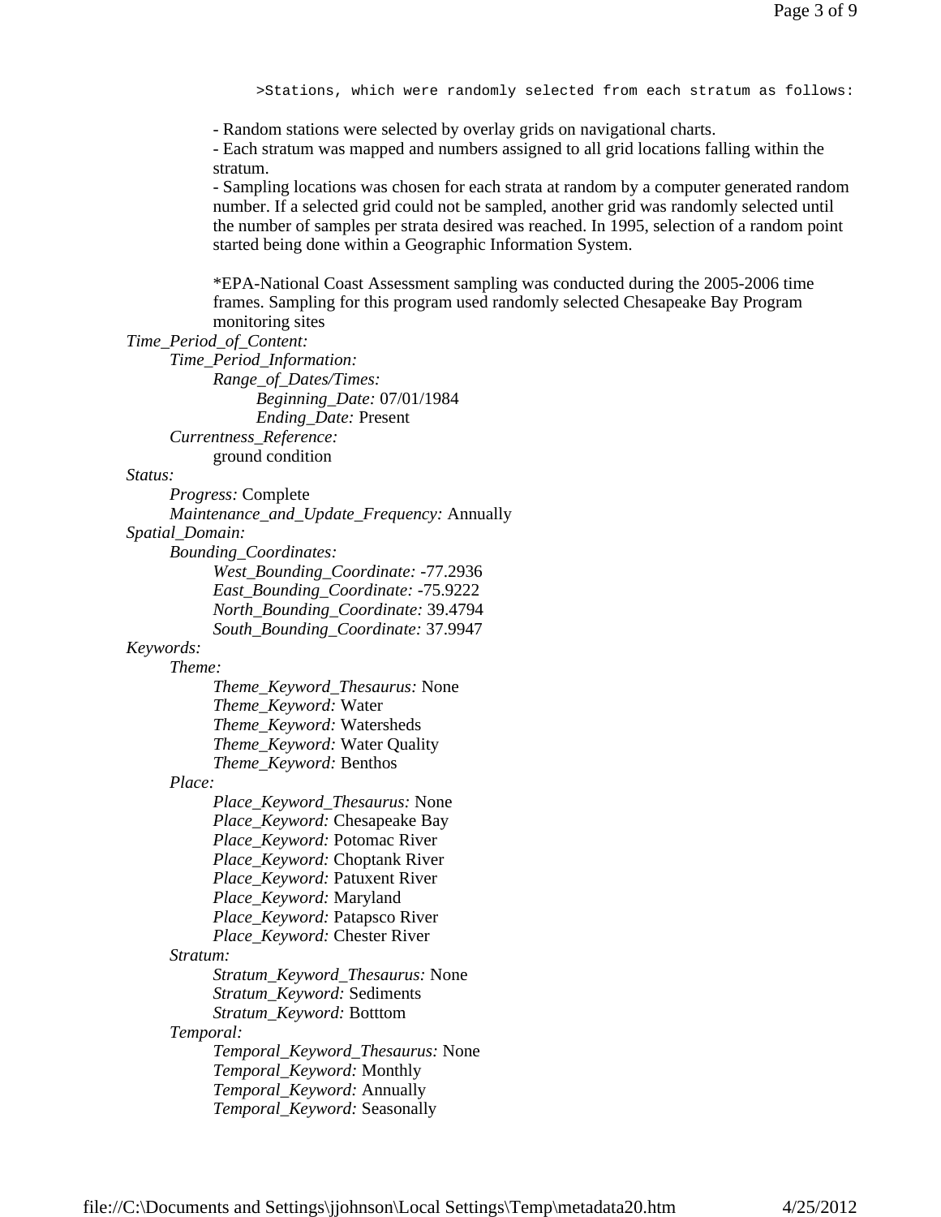```
>Stations, which were randomly selected from each stratum as follows:
```

- Random stations were selected by overlay grids on navigational charts.
- Each stratum was mapped and numbers assigned to all grid locations falling within the stratum.
- Sampling locations was chosen for each strata at random by a computer generated random number. If a selected grid could not be sampled, another grid was randomly selected until the number of samples per strata desired was reached. In 1995, selection of a random point started being done within a Geographic Information System.

*EPA-National Coast Assessment sampling was conducted during the 2005-2006 time frames. Sampling for this program used randomly selected Chesapeake Bay Program monitoring sites

*Time_Period_of_Content:*
- *Time_Period_Information:*
  - *Range_of_Dates/Times:*
    - *Beginning_Date:* 07/01/1984
    - *Ending_Date:* Present
- *Currentness_Reference:*
  - ground condition

*Status:*
- *Progress:* Complete
- *Maintenance_and_Update_Frequency:* Annually

*Spatial_Domain:*
- *Bounding_Coordinates:*
  - *West_Bounding_Coordinate:* -77.2936
  - *East_Bounding_Coordinate:* -75.9222
  - *North_Bounding_Coordinate:* 39.4794
  - *South_Bounding_Coordinate:* 37.9947

*Keywords:*
- *Theme:*
  - *Theme_Keyword_Thesaurus:* None
  - *Theme_Keyword:* Water
  - *Theme_Keyword:* Watersheds
  - *Theme_Keyword:* Water Quality
  - *Theme_Keyword:* Benthos
- *Place:*
  - *Place_Keyword_Thesaurus:* None
  - *Place_Keyword:* Chesapeake Bay
  - *Place_Keyword:* Potomac River
  - *Place_Keyword:* Choptank River
  - *Place_Keyword:* Patuxent River
  - *Place_Keyword:* Maryland
  - *Place_Keyword:* Patapsco River
  - *Place_Keyword:* Chester River
- *Stratum:*
  - *Stratum_Keyword_Thesaurus:* None
  - *Stratum_Keyword:* Sediments
  - *Stratum_Keyword:* Botttom
- *Temporal:*
  - *Temporal_Keyword_Thesaurus:* None
  - *Temporal_Keyword:* Monthly
  - *Temporal_Keyword:* Annually
  - *Temporal_Keyword:* Seasonally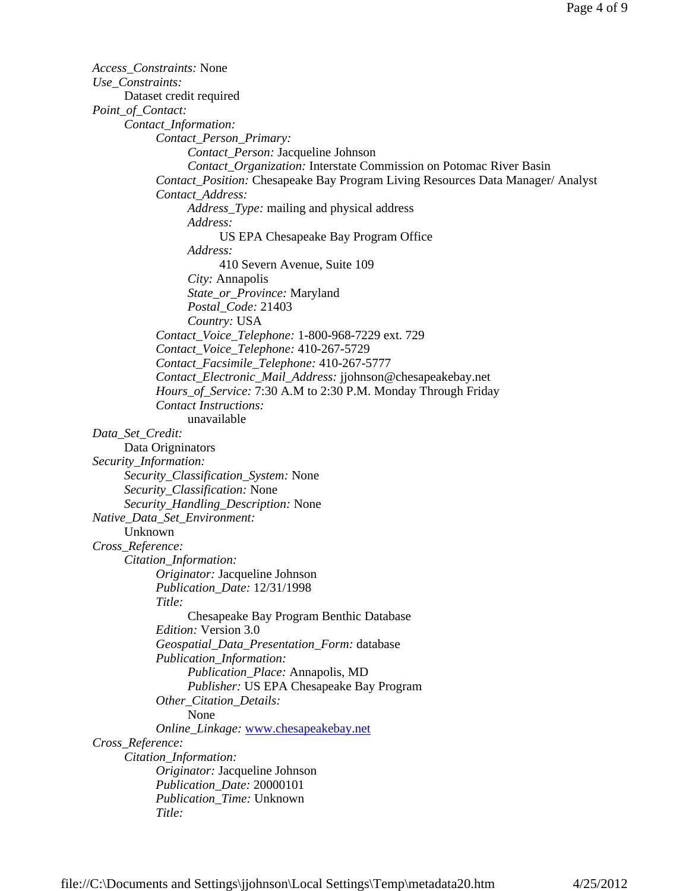*Access_Constraints:* None
*Use_Constraints:*
    Dataset credit required
*Point_of_Contact:*
    *Contact_Information:*
        *Contact_Person_Primary:*
            *Contact_Person:* Jacqueline Johnson
            *Contact_Organization:* Interstate Commission on Potomac River Basin
        *Contact_Position:* Chesapeake Bay Program Living Resources Data Manager/ Analyst
        *Contact_Address:*
            *Address_Type:* mailing and physical address
            *Address:*
                US EPA Chesapeake Bay Program Office
            *Address:*
                410 Severn Avenue, Suite 109
            *City:* Annapolis
            *State_or_Province:* Maryland
            *Postal_Code:* 21403
            *Country:* USA
        *Contact_Voice_Telephone:* 1-800-968-7229 ext. 729
        *Contact_Voice_Telephone:* 410-267-5729
        *Contact_Facsimile_Telephone:* 410-267-5777
        *Contact_Electronic_Mail_Address:* jjohnson@chesapeakebay.net
        *Hours_of_Service:* 7:30 A.M to 2:30 P.M. Monday Through Friday
        *Contact Instructions:*
            unavailable
*Data_Set_Credit:*
    Data Originators
*Security_Information:*
    *Security_Classification_System:* None
    *Security_Classification:* None
    *Security_Handling_Description:* None
*Native_Data_Set_Environment:*
    Unknown
*Cross_Reference:*
    *Citation_Information:*
        *Originator:* Jacqueline Johnson
        *Publication_Date:* 12/31/1998
        *Title:*
            Chesapeake Bay Program Benthic Database
        *Edition:* Version 3.0
        *Geospatial_Data_Presentation_Form:* database
        *Publication_Information:*
            *Publication_Place:* Annapolis, MD
            *Publisher:* US EPA Chesapeake Bay Program
        *Other_Citation_Details:*
            None
        *Online_Linkage:* [www.chesapeakebay.net](www.chesapeakebay.net)
*Cross_Reference:*
    *Citation_Information:*
        *Originator:* Jacqueline Johnson
        *Publication_Date:* 20000101
        *Publication_Time:* Unknown
        *Title:*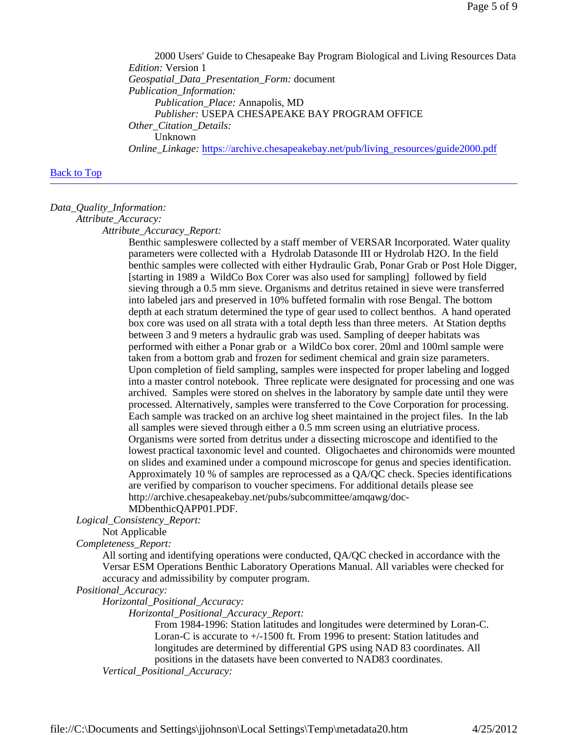2000 Users' Guide to Chesapeake Bay Program Biological and Living Resources Data

*Edition:* Version 1

*Geospatial_Data_Presentation_Form:* document

*Publication_Information:*

*Publication_Place:* Annapolis, MD

*Publisher:* USEPA CHESAPEAKE BAY PROGRAM OFFICE

*Other_Citation_Details:*

Unknown

*Online_Linkage:* [https://archive.chesapeakebay.net/pub/living_resources/guide2000.pdf](https://archive.chesapeakebay.net/pub/living_resources/guide2000.pdf)

[Back to Top]

---

*Data_Quality_Information:*

*Attribute_Accuracy:*

*Attribute_Accuracy_Report:*

Benthic sampleswere collected by a staff member of VERSAR Incorporated. Water quality parameters were collected with a Hydrolab Datasonde III or Hydrolab H2O. In the field benthic samples were collected with either Hydraulic Grab, Ponar Grab or Post Hole Digger, [starting in 1989 a WildCo Box Corer was also used for sampling] followed by field sieving through a 0.5 mm sieve. Organisms and detritus retained in sieve were transferred into labeled jars and preserved in 10% buffeted formalin with rose Bengal. The bottom depth at each stratum determined the type of gear used to collect benthos. A hand operated box core was used on all strata with a total depth less than three meters. At Station depths between 3 and 9 meters a hydraulic grab was used. Sampling of deeper habitats was performed with either a Ponar grab or a WildCo box corer. 20ml and 100ml sample were taken from a bottom grab and frozen for sediment chemical and grain size parameters. Upon completion of field sampling, samples were inspected for proper labeling and logged into a master control notebook. Three replicate were designated for processing and one was archived. Samples were stored on shelves in the laboratory by sample date until they were processed. Alternatively, samples were transferred to the Cove Corporation for processing. Each sample was tracked on an archive log sheet maintained in the project files. In the lab all samples were sieved through either a 0.5 mm screen using an elutriative process. Organisms were sorted from detritus under a dissecting microscope and identified to the lowest practical taxonomic level and counted. Oligochaetes and chironomids were mounted on slides and examined under a compound microscope for genus and species identification. Approximately 10 % of samples are reprocessed as a QA/QC check. Species identifications are verified by comparison to voucher specimens. For additional details please see http://archive.chesapeakebay.net/pubs/subcommittee/amqawg/doc-MDbenthicQAPP01.PDF.

*Logical_Consistency_Report:*

Not Applicable

*Completeness_Report:*

All sorting and identifying operations were conducted, QA/QC checked in accordance with the Versar ESM Operations Benthic Laboratory Operations Manual. All variables were checked for accuracy and admissibility by computer program.

*Positional_Accuracy:*

*Horizontal_Positional_Accuracy:*

*Horizontal_Positional_Accuracy_Report:*

From 1984-1996: Station latitudes and longitudes were determined by Loran-C. Loran-C is accurate to +/-1500 ft. From 1996 to present: Station latitudes and longitudes are determined by differential GPS using NAD 83 coordinates. All positions in the datasets have been converted to NAD83 coordinates.

*Vertical_Positional_Accuracy:*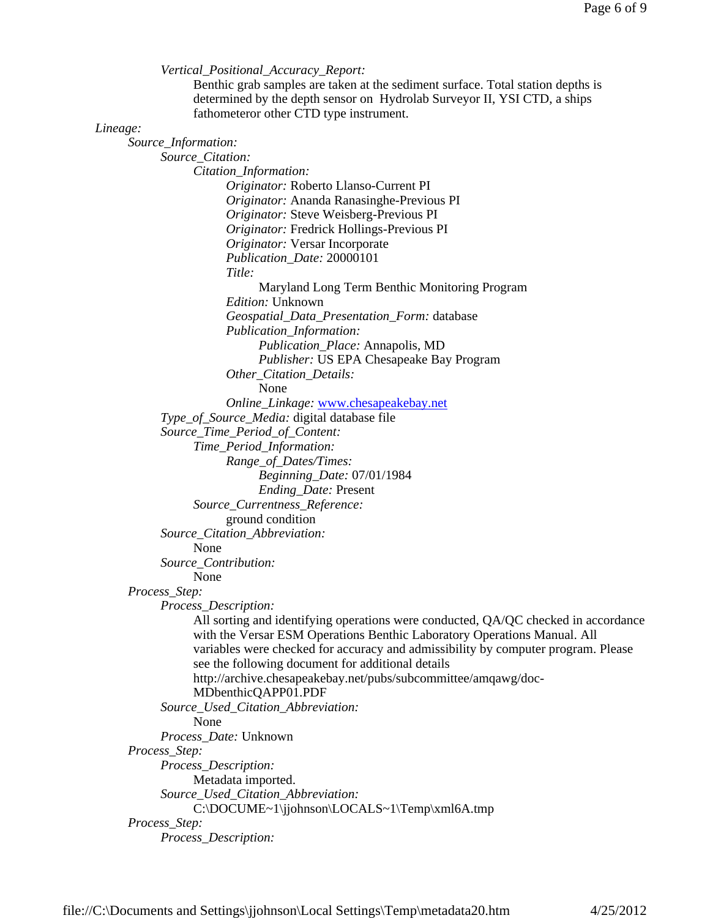*Vertical_Positional_Accuracy_Report:*

Benthic grab samples are taken at the sediment surface. Total station depths is determined by the depth sensor on Hydrolab Surveyor II, YSI CTD, a ships fathometeror other CTD type instrument.

*Lineage:*

- *Source_Information:*
  - *Source_Citation:*
    - *Citation_Information:*
      - *Originator:* Roberto Llanso-Current PI
      - *Originator:* Ananda Ranasinghe-Previous PI
      - *Originator:* Steve Weisberg-Previous PI
      - *Originator:* Fredrick Hollings-Previous PI
      - *Originator:* Versar Incorporate
      - *Publication_Date:* 20000101
      - *Title:*
        - Maryland Long Term Benthic Monitoring Program
      - *Edition:* Unknown
      - *Geospatial_Data_Presentation_Form:* database
      - *Publication_Information:*
        - *Publication_Place:* Annapolis, MD
        - *Publisher:* US EPA Chesapeake Bay Program
      - *Other_Citation_Details:*
        - None
      - *Online_Linkage:* [www.chesapeakebay.net](www.chesapeakebay.net)
  - *Type_of_Source_Media:* digital database file
  - *Source_Time_Period_of_Content:*
    - *Time_Period_Information:*
      - *Range_of_Dates/Times:*
        - *Beginning_Date:* 07/01/1984
        - *Ending_Date:* Present
    - *Source_Currentness_Reference:*
      - ground condition
  - *Source_Citation_Abbreviation:*
    - None
  - *Source_Contribution:*
    - None
- *Process_Step:*
  - *Process_Description:*
    - All sorting and identifying operations were conducted, QA/QC checked in accordance with the Versar ESM Operations Benthic Laboratory Operations Manual. All variables were checked for accuracy and admissibility by computer program. Please see the following document for additional details http://archive.chesapeakebay.net/pubs/subcommittee/amqawg/doc-MDbenthicQAPP01.PDF
  - *Source_Used_Citation_Abbreviation:*
    - None
  - *Process_Date:* Unknown
- *Process_Step:*
  - *Process_Description:*
    - Metadata imported.
  - *Source_Used_Citation_Abbreviation:*
    - C:\DOCUME~1\jjohnson\LOCALS~1\Temp\xml6A.tmp
- *Process_Step:*
  - *Process_Description:*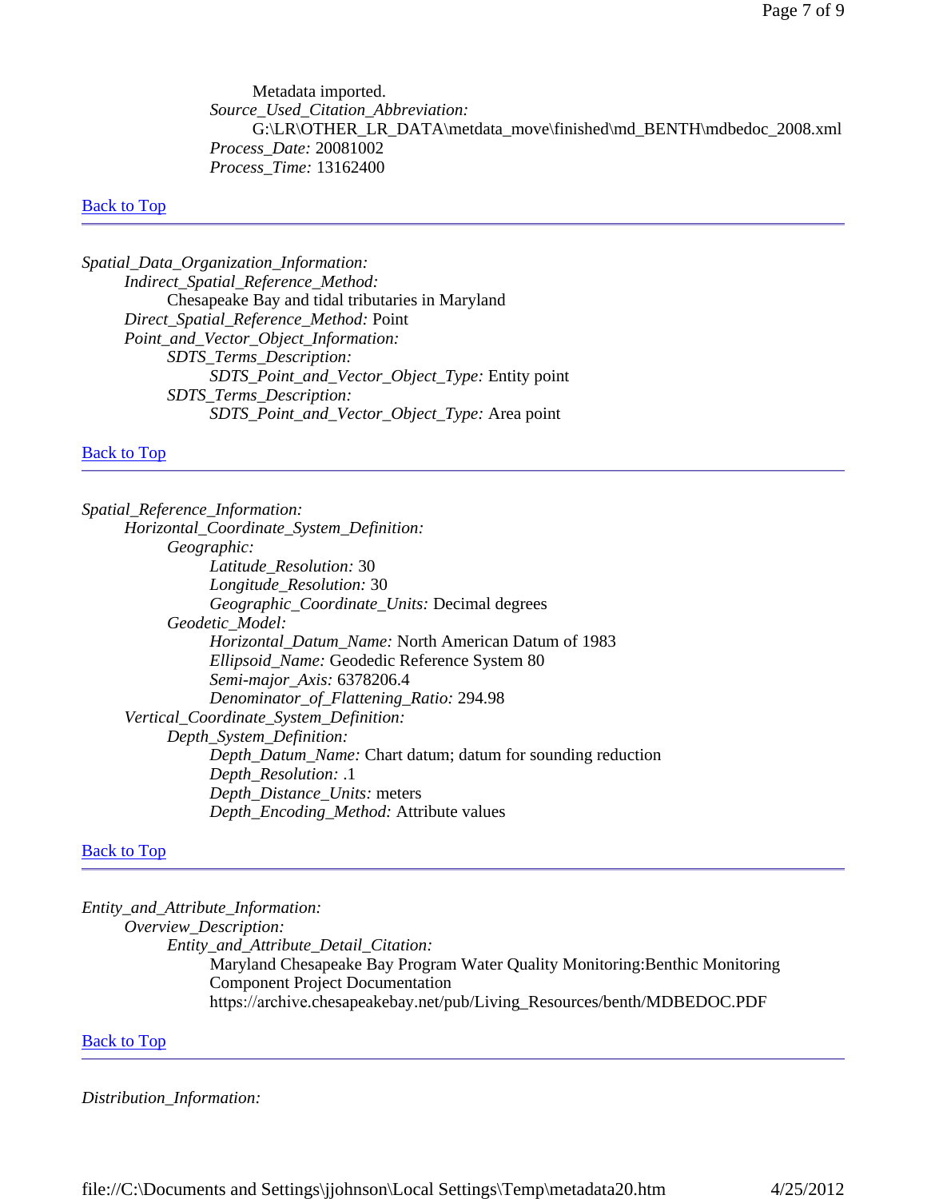Metadata imported.

*Source_Used_Citation_Abbreviation:*

G:\LR\OTHER_LR_DATA\metdata_move\finished\md_BENTH\mdbedoc_2008.xml

*Process_Date:* 20081002

*Process_Time:* 13162400

Back to Top

---

*Spatial_Data_Organization_Information:*

*Indirect_Spatial_Reference_Method:*

Chesapeake Bay and tidal tributaries in Maryland

*Direct_Spatial_Reference_Method:* Point

*Point_and_Vector_Object_Information:*

*SDTS_Terms_Description:*

*SDTS_Point_and_Vector_Object_Type:* Entity point

*SDTS_Terms_Description:*

*SDTS_Point_and_Vector_Object_Type:* Area point

Back to Top

---

*Spatial_Reference_Information:*

*Horizontal_Coordinate_System_Definition:*

*Geographic:*

*Latitude_Resolution:* 30

*Longitude_Resolution:* 30

*Geographic_Coordinate_Units:* Decimal degrees

*Geodetic_Model:*

*Horizontal_Datum_Name:* North American Datum of 1983

*Ellipsoid_Name:* Geodedic Reference System 80

*Semi-major_Axis:* 6378206.4

*Denominator_of_Flattening_Ratio:* 294.98

*Vertical_Coordinate_System_Definition:*

*Depth_System_Definition:*

*Depth_Datum_Name:* Chart datum; datum for sounding reduction

*Depth_Resolution:* .1

*Depth_Distance_Units:* meters

*Depth_Encoding_Method:* Attribute values

Back to Top

---

*Entity_and_Attribute_Information:*

*Overview_Description:*

*Entity_and_Attribute_Detail_Citation:*

Maryland Chesapeake Bay Program Water Quality Monitoring:Benthic Monitoring Component Project Documentation
https://archive.chesapeakebay.net/pub/Living_Resources/benth/MDBEDOC.PDF

Back to Top

---

*Distribution_Information:*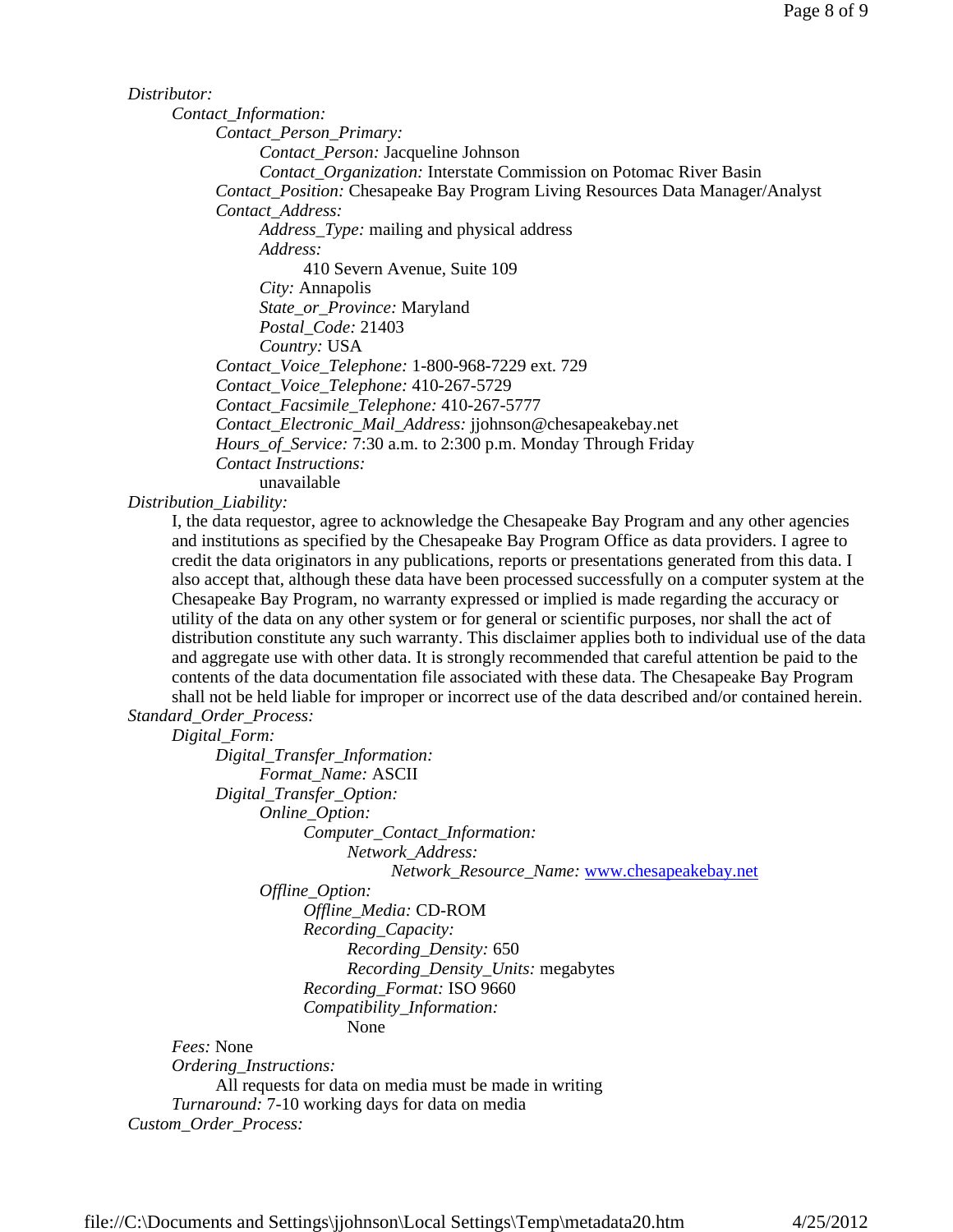*Distributor:*

*Contact_Information:*

*Contact_Person_Primary:*

*Contact_Person:* Jacqueline Johnson

*Contact_Organization:* Interstate Commission on Potomac River Basin

*Contact_Position:* Chesapeake Bay Program Living Resources Data Manager/Analyst

*Contact_Address:*

*Address_Type:* mailing and physical address

*Address:*

410 Severn Avenue, Suite 109

*City:* Annapolis

*State_or_Province:* Maryland

*Postal_Code:* 21403

*Country:* USA

*Contact_Voice_Telephone:* 1-800-968-7229 ext. 729

*Contact_Voice_Telephone:* 410-267-5729

*Contact_Facsimile_Telephone:* 410-267-5777

*Contact_Electronic_Mail_Address:* jjohnson@chesapeakebay.net

*Hours_of_Service:* 7:30 a.m. to 2:300 p.m. Monday Through Friday

*Contact Instructions:*

unavailable

*Distribution_Liability:*

I, the data requestor, agree to acknowledge the Chesapeake Bay Program and any other agencies and institutions as specified by the Chesapeake Bay Program Office as data providers. I agree to credit the data originators in any publications, reports or presentations generated from this data. I also accept that, although these data have been processed successfully on a computer system at the Chesapeake Bay Program, no warranty expressed or implied is made regarding the accuracy or utility of the data on any other system or for general or scientific purposes, nor shall the act of distribution constitute any such warranty. This disclaimer applies both to individual use of the data and aggregate use with other data. It is strongly recommended that careful attention be paid to the contents of the data documentation file associated with these data. The Chesapeake Bay Program shall not be held liable for improper or incorrect use of the data described and/or contained herein.

*Standard_Order_Process:*

*Digital_Form:*

*Digital_Transfer_Information:*

*Format_Name:* ASCII

*Digital_Transfer_Option:*

*Online_Option:*

*Computer_Contact_Information:*

*Network_Address:*

*Network_Resource_Name:* [www.chesapeakebay.net](www.chesapeakebay.net)

*Offline_Option:*

*Offline_Media:* CD-ROM

*Recording_Capacity:*

*Recording_Density:* 650

*Recording_Density_Units:* megabytes

*Recording_Format:* ISO 9660

*Compatibility_Information:*

None

*Fees:* None

*Ordering_Instructions:*

All requests for data on media must be made in writing

*Turnaround:* 7-10 working days for data on media

*Custom_Order_Process:*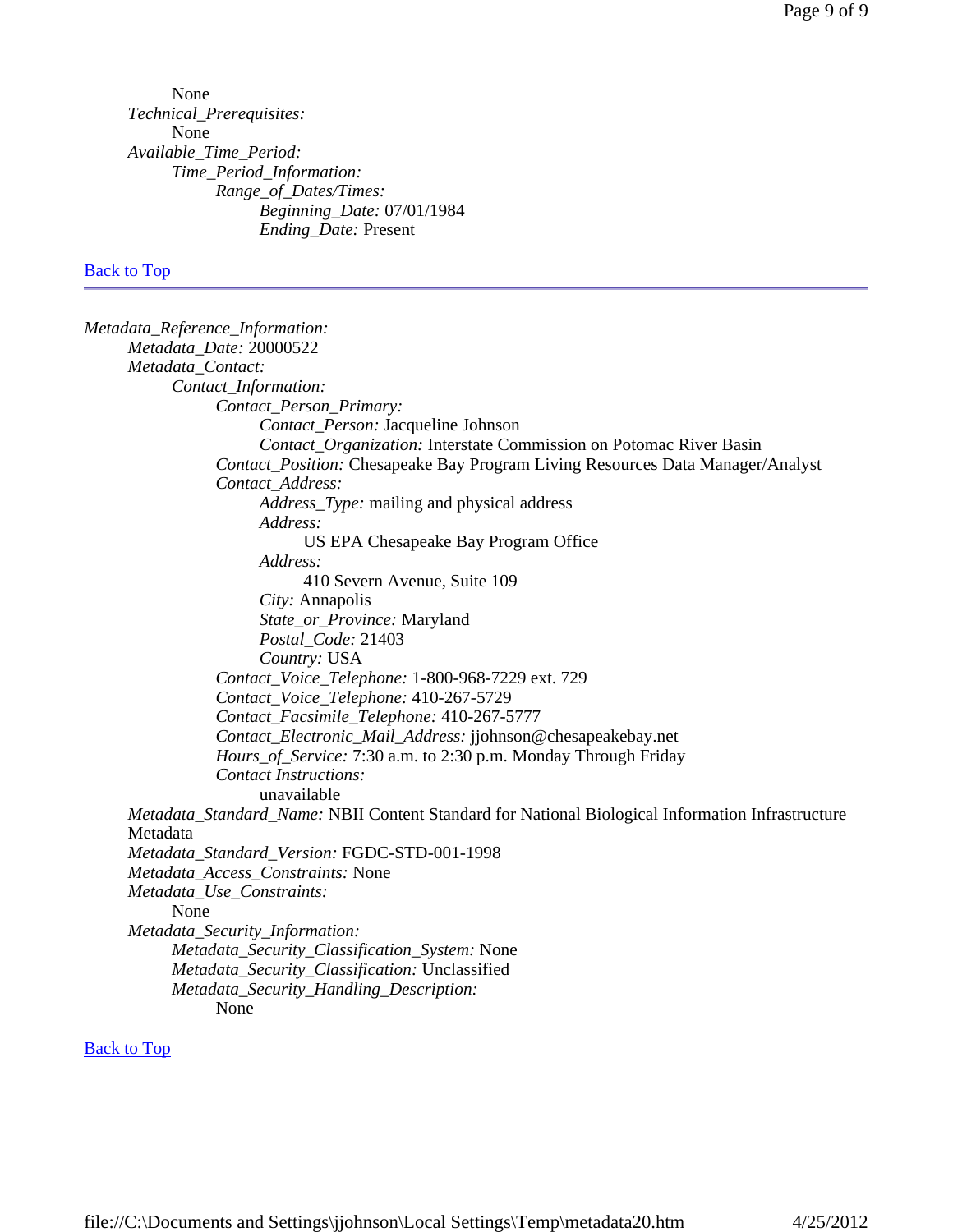None

*Technical_Prerequisites:*

None

*Available_Time_Period:*

*Time_Period_Information:*

*Range_of_Dates/Times:*

*Beginning_Date:* 07/01/1984

*Ending_Date:* Present

Back to Top

---

*Metadata_Reference_Information:*

*Metadata_Date:* 20000522

*Metadata_Contact:*

*Contact_Information:*

*Contact_Person_Primary:*

*Contact_Person:* Jacqueline Johnson

*Contact_Organization:* Interstate Commission on Potomac River Basin

*Contact_Position:* Chesapeake Bay Program Living Resources Data Manager/Analyst

*Contact_Address:*

*Address_Type:* mailing and physical address

*Address:*

US EPA Chesapeake Bay Program Office

*Address:*

410 Severn Avenue, Suite 109

*City:* Annapolis

*State_or_Province:* Maryland

*Postal_Code:* 21403

*Country:* USA

*Contact_Voice_Telephone:* 1-800-968-7229 ext. 729

*Contact_Voice_Telephone:* 410-267-5729

*Contact_Facsimile_Telephone:* 410-267-5777

*Contact_Electronic_Mail_Address:* jjohnson@chesapeakebay.net

*Hours_of_Service:* 7:30 a.m. to 2:30 p.m. Monday Through Friday

*Contact Instructions:*

unavailable

*Metadata_Standard_Name:* NBII Content Standard for National Biological Information Infrastructure Metadata

*Metadata_Standard_Version:* FGDC-STD-001-1998

*Metadata_Access_Constraints:* None

*Metadata_Use_Constraints:*

None

*Metadata_Security_Information:*

*Metadata_Security_Classification_System:* None

*Metadata_Security_Classification:* Unclassified

*Metadata_Security_Handling_Description:*

None

Back to Top